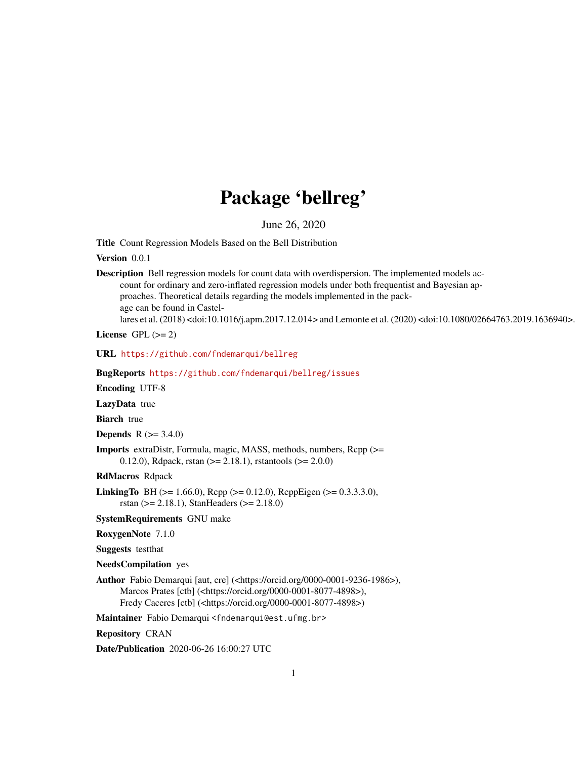# Package 'bellreg'

June 26, 2020

**Title** Count Regression Models Based on the Bell Distribution

**Version** 0.0.1

**Description** Bell regression models for count data with overdispersion. The implemented models account for ordinary and zero-inflated regression models under both frequentist and Bayesian approaches. Theoretical details regarding the models implemented in the package can be found in Castellares et al. (2018) <doi:10.1016/j.apm.2017.12.014> and Lemonte et al. (2020) <doi:10.1080/02664763.2019.1636940>.

**License** GPL (>= 2)

**URL** https://github.com/fndemarqui/bellreg

**BugReports** https://github.com/fndemarqui/bellreg/issues

**Encoding** UTF-8

**LazyData** true

**Biarch** true

**Depends** R (>= 3.4.0)

**Imports** extraDistr, Formula, magic, MASS, methods, numbers, Rcpp (>= 0.12.0), Rdpack, rstan (>= 2.18.1), rstantools (>= 2.0.0)

**RdMacros** Rdpack

**LinkingTo** BH (>= 1.66.0), Rcpp (>= 0.12.0), RcppEigen (>= 0.3.3.3.0), rstan (>= 2.18.1), StanHeaders (>= 2.18.0)

**SystemRequirements** GNU make

**RoxygenNote** 7.1.0

**Suggests** testthat

**NeedsCompilation** yes

**Author** Fabio Demarqui [aut, cre] (<https://orcid.org/0000-0001-9236-1986>), Marcos Prates [ctb] (<https://orcid.org/0000-0001-8077-4898>), Fredy Caceres [ctb] (<https://orcid.org/0000-0001-8077-4898>)

**Maintainer** Fabio Demarqui <fndemarqui@est.ufmg.br>

**Repository** CRAN

**Date/Publication** 2020-06-26 16:00:27 UTC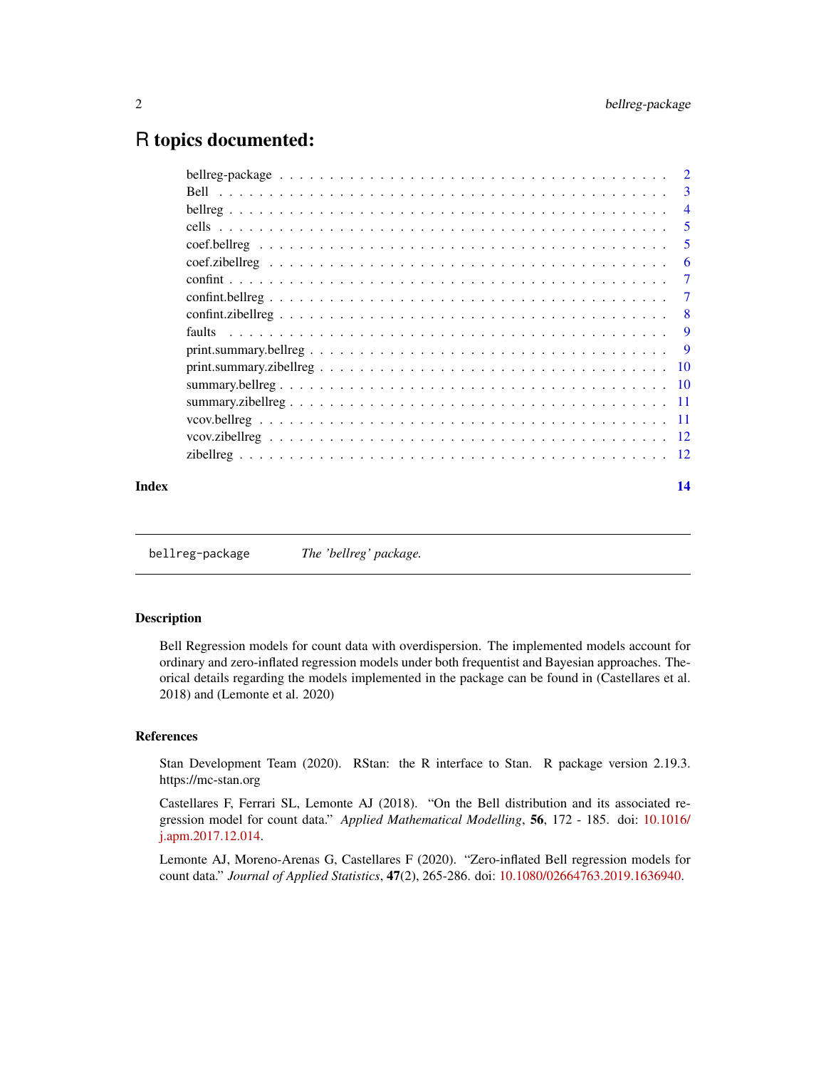# R topics documented:

| | |
|---|---|
| bellreg-package | 2 |
| Bell | 3 |
| bellreg | 4 |
| cells | 5 |
| coef.bellreg | 5 |
| coef.zibellreg | 6 |
| confint | 7 |
| confint.bellreg | 7 |
| confint.zibellreg | 8 |
| faults | 9 |
| print.summary.bellreg | 9 |
| print.summary.zibellreg | 10 |
| summary.bellreg | 10 |
| summary.zibellreg | 11 |
| vcov.bellreg | 11 |
| vcov.zibellreg | 12 |
| zibellreg | 12 |

**Index** **14**

---

`bellreg-package` *The 'bellreg' package.*

---

## Description

Bell Regression models for count data with overdispersion. The implemented models account for ordinary and zero-inflated regression models under both frequentist and Bayesian approaches. Theorical details regarding the models implemented in the package can be found in (Castellares et al. 2018) and (Lemonte et al. 2020)

## References

Stan Development Team (2020). RStan: the R interface to Stan. R package version 2.19.3. https://mc-stan.org

Castellares F, Ferrari SL, Lemonte AJ (2018). "On the Bell distribution and its associated regression model for count data." *Applied Mathematical Modelling*, **56**, 172 - 185. doi: 10.1016/j.apm.2017.12.014.

Lemonte AJ, Moreno-Arenas G, Castellares F (2020). "Zero-inflated Bell regression models for count data." *Journal of Applied Statistics*, **47**(2), 265-286. doi: 10.1080/02664763.2019.1636940.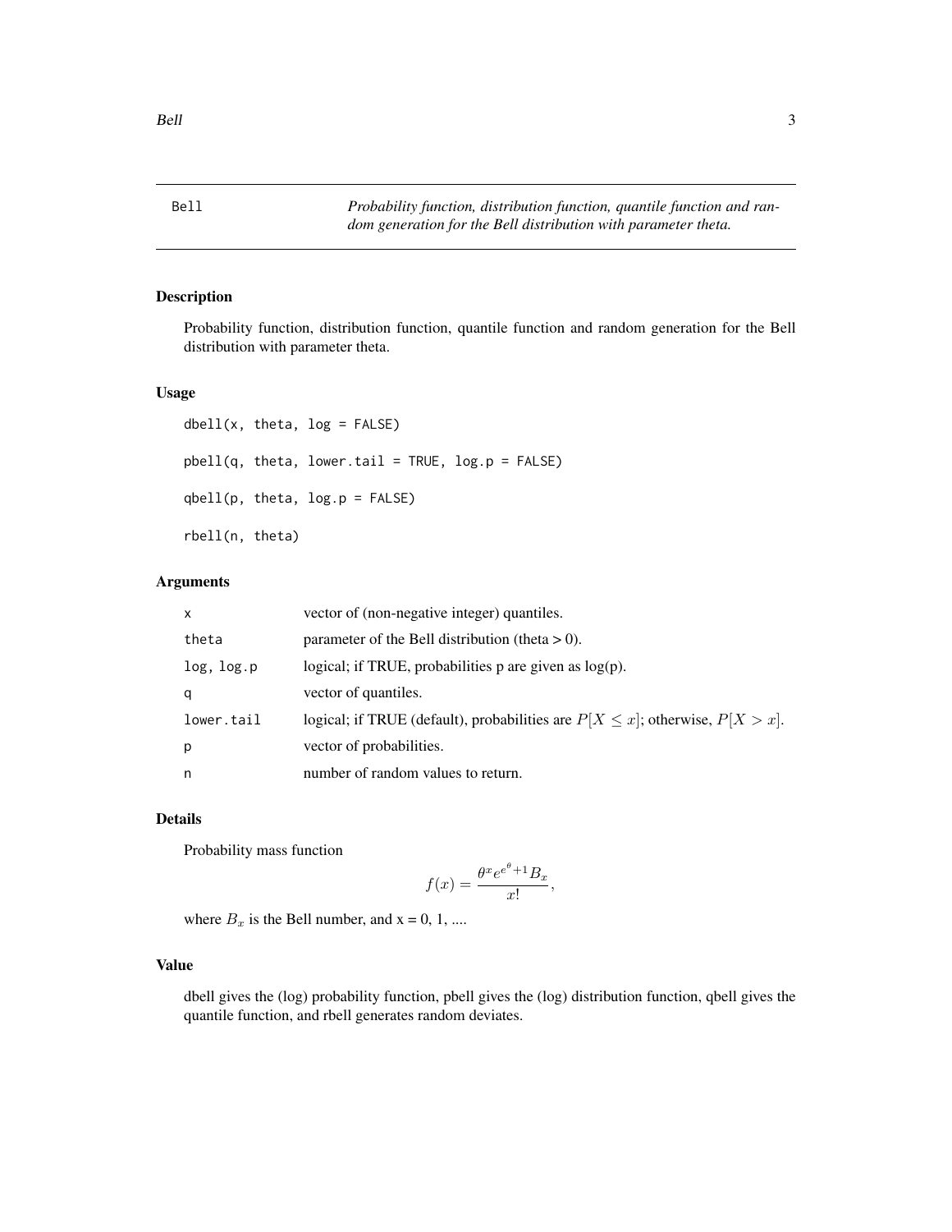Bell *Probability function, distribution function, quantile function and random generation for the Bell distribution with parameter theta.*

## Description

Probability function, distribution function, quantile function and random generation for the Bell distribution with parameter theta.

## Usage

```
dbell(x, theta, log = FALSE)

pbell(q, theta, lower.tail = TRUE, log.p = FALSE)

qbell(p, theta, log.p = FALSE)

rbell(n, theta)
```

## Arguments

| | |
|---|---|
| x | vector of (non-negative integer) quantiles. |
| theta | parameter of the Bell distribution (theta > 0). |
| log, log.p | logical; if TRUE, probabilities p are given as log(p). |
| q | vector of quantiles. |
| lower.tail | logical; if TRUE (default), probabilities are $P[X \leq x]$; otherwise, $P[X > x]$. |
| p | vector of probabilities. |
| n | number of random values to return. |

## Details

Probability mass function

$$f(x) = \frac{\theta^x e^{e^\theta + 1} B_x}{x!},$$

where $B_x$ is the Bell number, and x = 0, 1, ....

## Value

dbell gives the (log) probability function, pbell gives the (log) distribution function, qbell gives the quantile function, and rbell generates random deviates.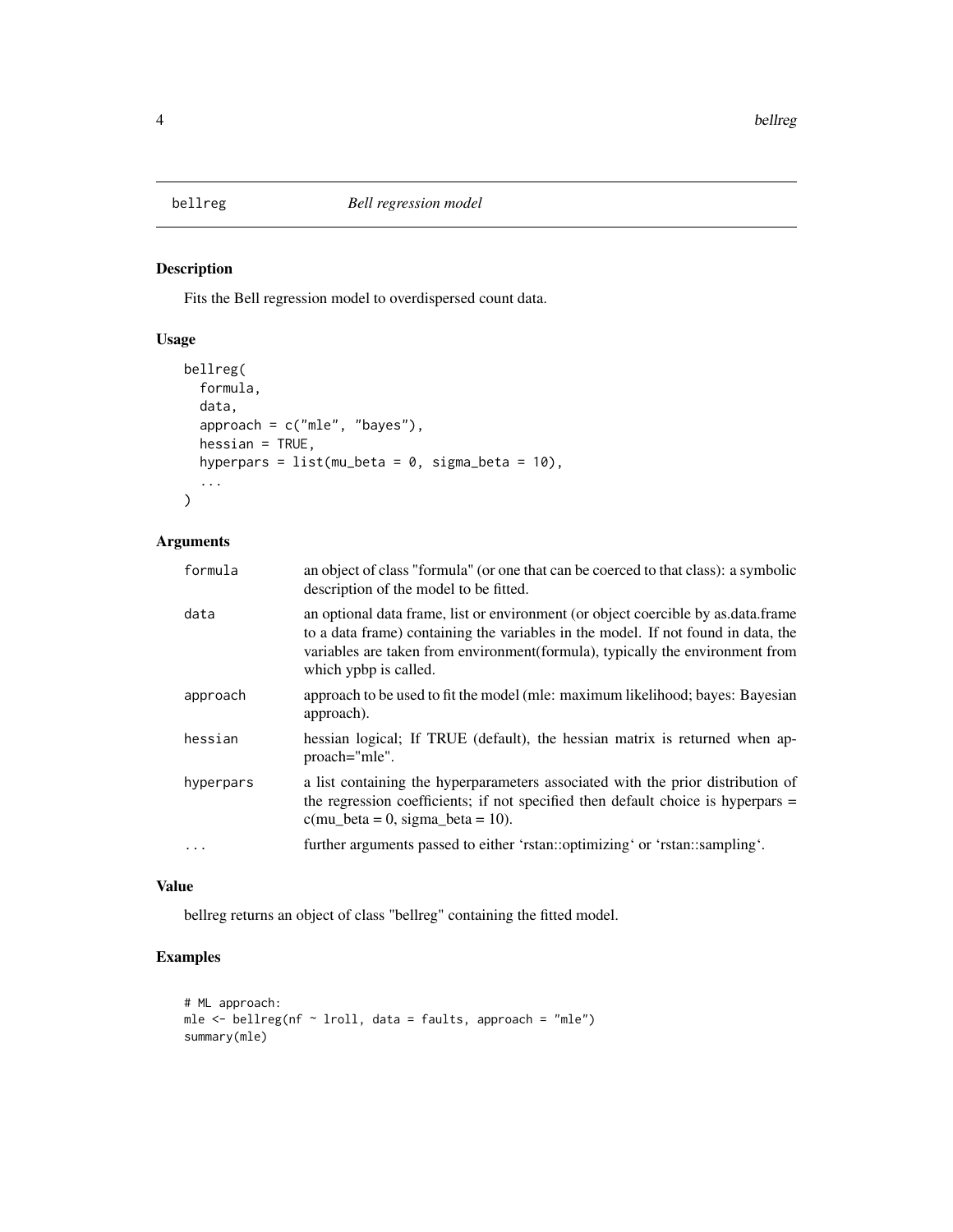# bellreg — *Bell regression model*

## Description

Fits the Bell regression model to overdispersed count data.

## Usage

```
bellreg(
  formula,
  data,
  approach = c("mle", "bayes"),
  hessian = TRUE,
  hyperpars = list(mu_beta = 0, sigma_beta = 10),
  ...
)
```

## Arguments

| | |
|---|---|
| formula | an object of class "formula" (or one that can be coerced to that class): a symbolic description of the model to be fitted. |
| data | an optional data frame, list or environment (or object coercible by as.data.frame to a data frame) containing the variables in the model. If not found in data, the variables are taken from environment(formula), typically the environment from which ypbp is called. |
| approach | approach to be used to fit the model (mle: maximum likelihood; bayes: Bayesian approach). |
| hessian | hessian logical; If TRUE (default), the hessian matrix is returned when approach="mle". |
| hyperpars | a list containing the hyperparameters associated with the prior distribution of the regression coefficients; if not specified then default choice is hyperpars = c(mu_beta = 0, sigma_beta = 10). |
| ... | further arguments passed to either 'rstan::optimizing' or 'rstan::sampling'. |

## Value

bellreg returns an object of class "bellreg" containing the fitted model.

## Examples

```
# ML approach:
mle <- bellreg(nf ~ lroll, data = faults, approach = "mle")
summary(mle)
```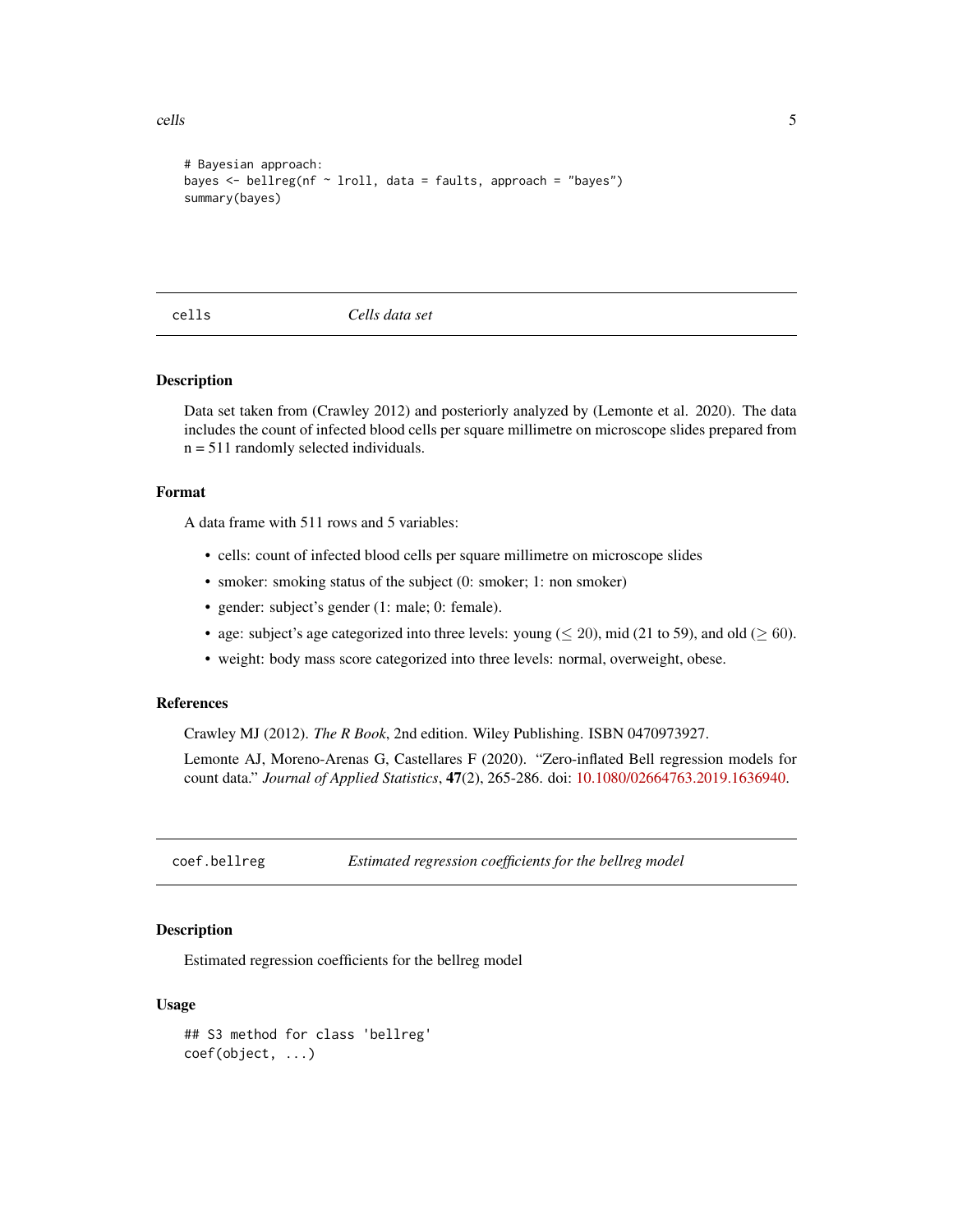```
# Bayesian approach:
bayes <- bellreg(nf ~ lroll, data = faults, approach = "bayes")
summary(bayes)
```

## cells — *Cells data set*

### Description

Data set taken from (Crawley 2012) and posteriorly analyzed by (Lemonte et al. 2020). The data includes the count of infected blood cells per square millimetre on microscope slides prepared from n = 511 randomly selected individuals.

### Format

A data frame with 511 rows and 5 variables:

- cells: count of infected blood cells per square millimetre on microscope slides
- smoker: smoking status of the subject (0: smoker; 1: non smoker)
- gender: subject's gender (1: male; 0: female).
- age: subject's age categorized into three levels: young ($\leq 20$), mid (21 to 59), and old ($\geq 60$).
- weight: body mass score categorized into three levels: normal, overweight, obese.

### References

Crawley MJ (2012). *The R Book*, 2nd edition. Wiley Publishing. ISBN 0470973927.

Lemonte AJ, Moreno-Arenas G, Castellares F (2020). "Zero-inflated Bell regression models for count data." *Journal of Applied Statistics*, **47**(2), 265-286. doi: 10.1080/02664763.2019.1636940.

## coef.bellreg — *Estimated regression coefficients for the bellreg model*

### Description

Estimated regression coefficients for the bellreg model

### Usage

```
## S3 method for class 'bellreg'
coef(object, ...)
```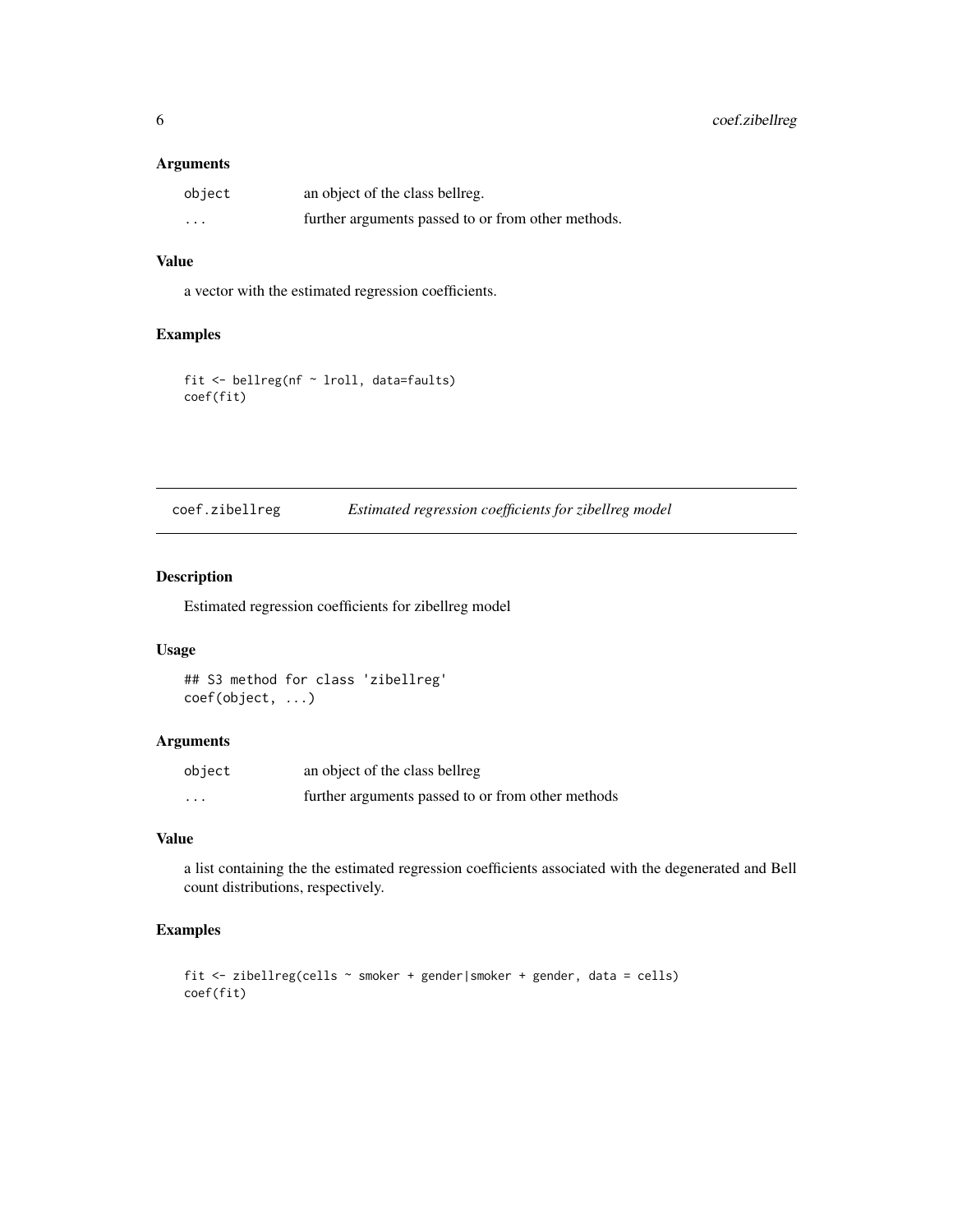### Arguments

| | |
|---|---|
| `object` | an object of the class bellreg. |
| `...` | further arguments passed to or from other methods. |

### Value

a vector with the estimated regression coefficients.

### Examples

```
fit <- bellreg(nf ~ lroll, data=faults)
coef(fit)
```

---

## coef.zibellreg — *Estimated regression coefficients for zibellreg model*

### Description

Estimated regression coefficients for zibellreg model

### Usage

```
## S3 method for class 'zibellreg'
coef(object, ...)
```

### Arguments

| | |
|---|---|
| `object` | an object of the class bellreg |
| `...` | further arguments passed to or from other methods |

### Value

a list containing the the estimated regression coefficients associated with the degenerated and Bell count distributions, respectively.

### Examples

```
fit <- zibellreg(cells ~ smoker + gender|smoker + gender, data = cells)
coef(fit)
```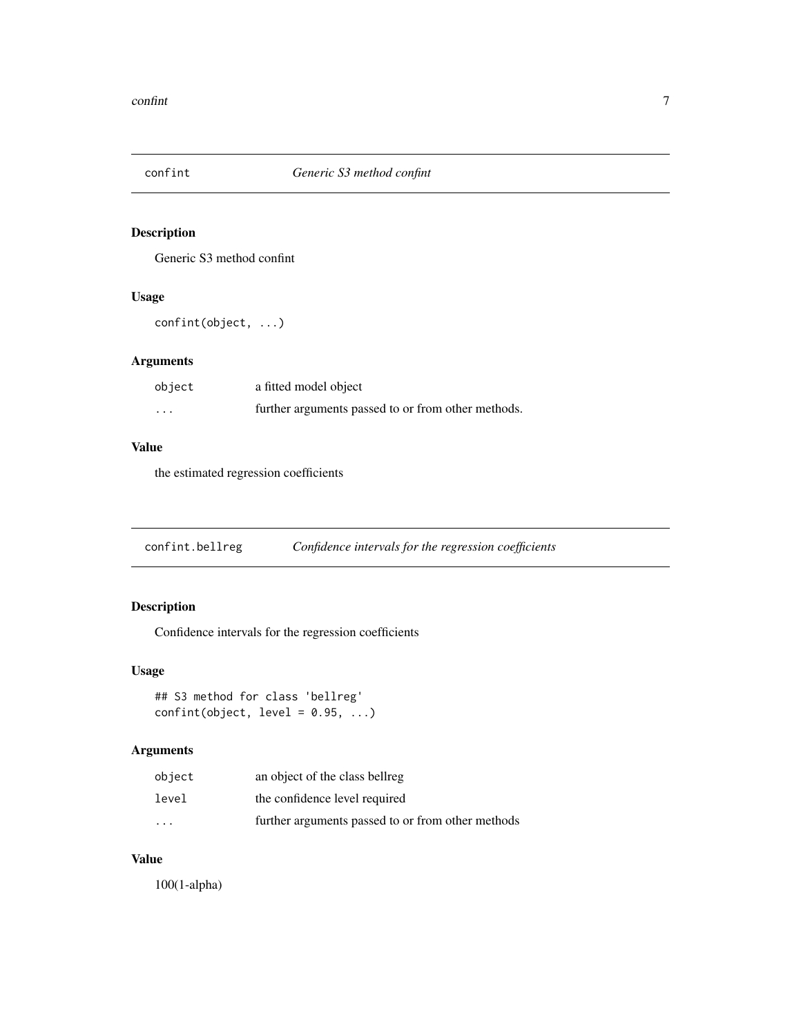## confint — *Generic S3 method confint*

### Description

Generic S3 method confint

### Usage

```
confint(object, ...)
```

### Arguments

| | |
|---|---|
| object | a fitted model object |
| ... | further arguments passed to or from other methods. |

### Value

the estimated regression coefficients

## confint.bellreg — *Confidence intervals for the regression coefficients*

### Description

Confidence intervals for the regression coefficients

### Usage

```
## S3 method for class 'bellreg'
confint(object, level = 0.95, ...)
```

### Arguments

| | |
|---|---|
| object | an object of the class bellreg |
| level | the confidence level required |
| ... | further arguments passed to or from other methods |

### Value

100(1-alpha)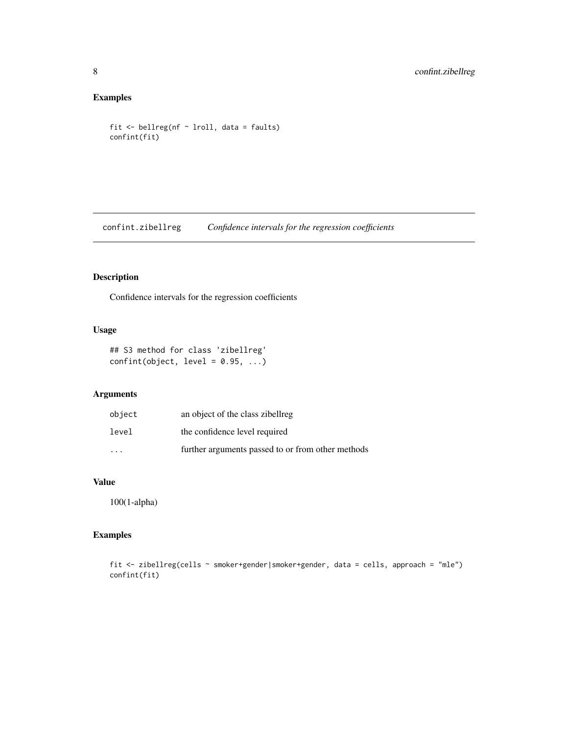## Examples

```
fit <- bellreg(nf ~ lroll, data = faults)
confint(fit)
```

---

confint.zibellreg &nbsp;&nbsp;&nbsp; *Confidence intervals for the regression coefficients*

---

## Description

Confidence intervals for the regression coefficients

## Usage

```
## S3 method for class 'zibellreg'
confint(object, level = 0.95, ...)
```

## Arguments

| | |
|---|---|
| object | an object of the class zibellreg |
| level | the confidence level required |
| ... | further arguments passed to or from other methods |

## Value

100(1-alpha)

## Examples

```
fit <- zibellreg(cells ~ smoker+gender|smoker+gender, data = cells, approach = "mle")
confint(fit)
```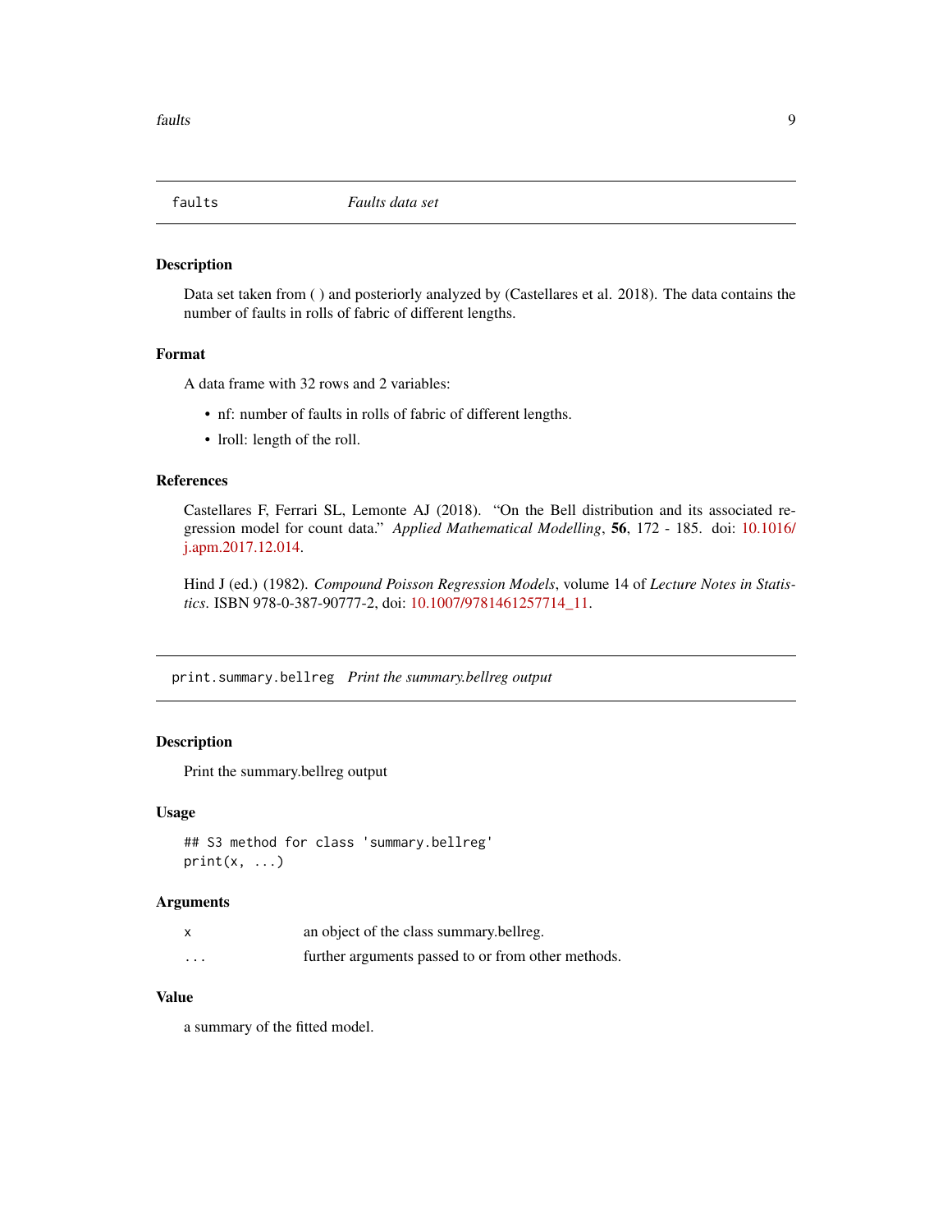## faults — *Faults data set*

### Description

Data set taken from ( ) and posteriorly analyzed by (Castellares et al. 2018). The data contains the number of faults in rolls of fabric of different lengths.

### Format

A data frame with 32 rows and 2 variables:

- nf: number of faults in rolls of fabric of different lengths.
- lroll: length of the roll.

### References

Castellares F, Ferrari SL, Lemonte AJ (2018). "On the Bell distribution and its associated regression model for count data." *Applied Mathematical Modelling*, **56**, 172 - 185. doi: 10.1016/j.apm.2017.12.014.

Hind J (ed.) (1982). *Compound Poisson Regression Models*, volume 14 of *Lecture Notes in Statistics*. ISBN 978-0-387-90777-2, doi: 10.1007/9781461257714_11.

## print.summary.bellreg — *Print the summary.bellreg output*

### Description

Print the summary.bellreg output

### Usage

```
## S3 method for class 'summary.bellreg'
print(x, ...)
```

### Arguments

| | |
|---|---|
| x | an object of the class summary.bellreg. |
| ... | further arguments passed to or from other methods. |

### Value

a summary of the fitted model.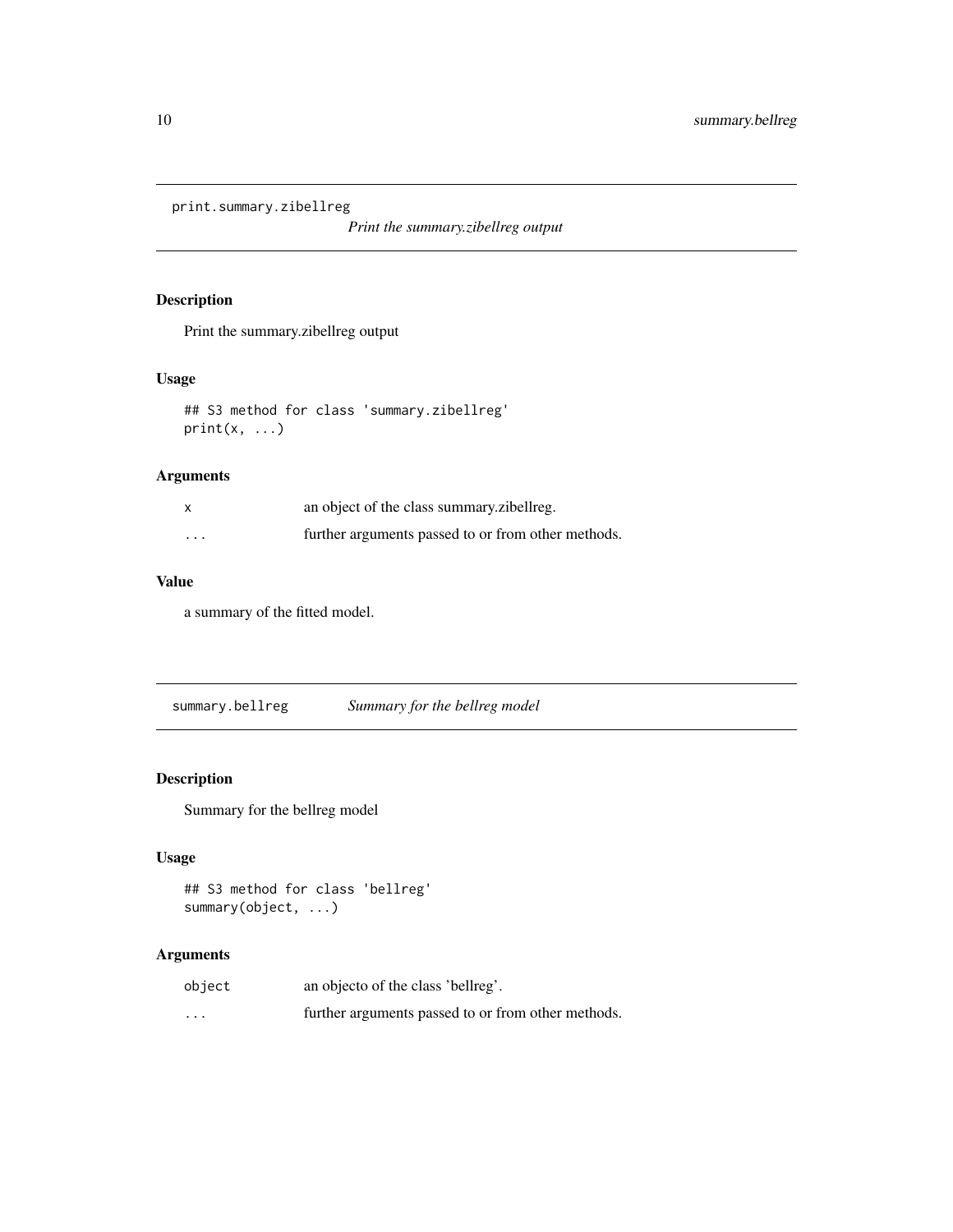## print.summary.zibellreg

*Print the summary.zibellreg output*

### Description

Print the summary.zibellreg output

### Usage

```
## S3 method for class 'summary.zibellreg'
print(x, ...)
```

### Arguments

| | |
|---|---|
| x | an object of the class summary.zibellreg. |
| ... | further arguments passed to or from other methods. |

### Value

a summary of the fitted model.

## summary.bellreg

*Summary for the bellreg model*

### Description

Summary for the bellreg model

### Usage

```
## S3 method for class 'bellreg'
summary(object, ...)
```

### Arguments

| | |
|---|---|
| object | an objecto of the class 'bellreg'. |
| ... | further arguments passed to or from other methods. |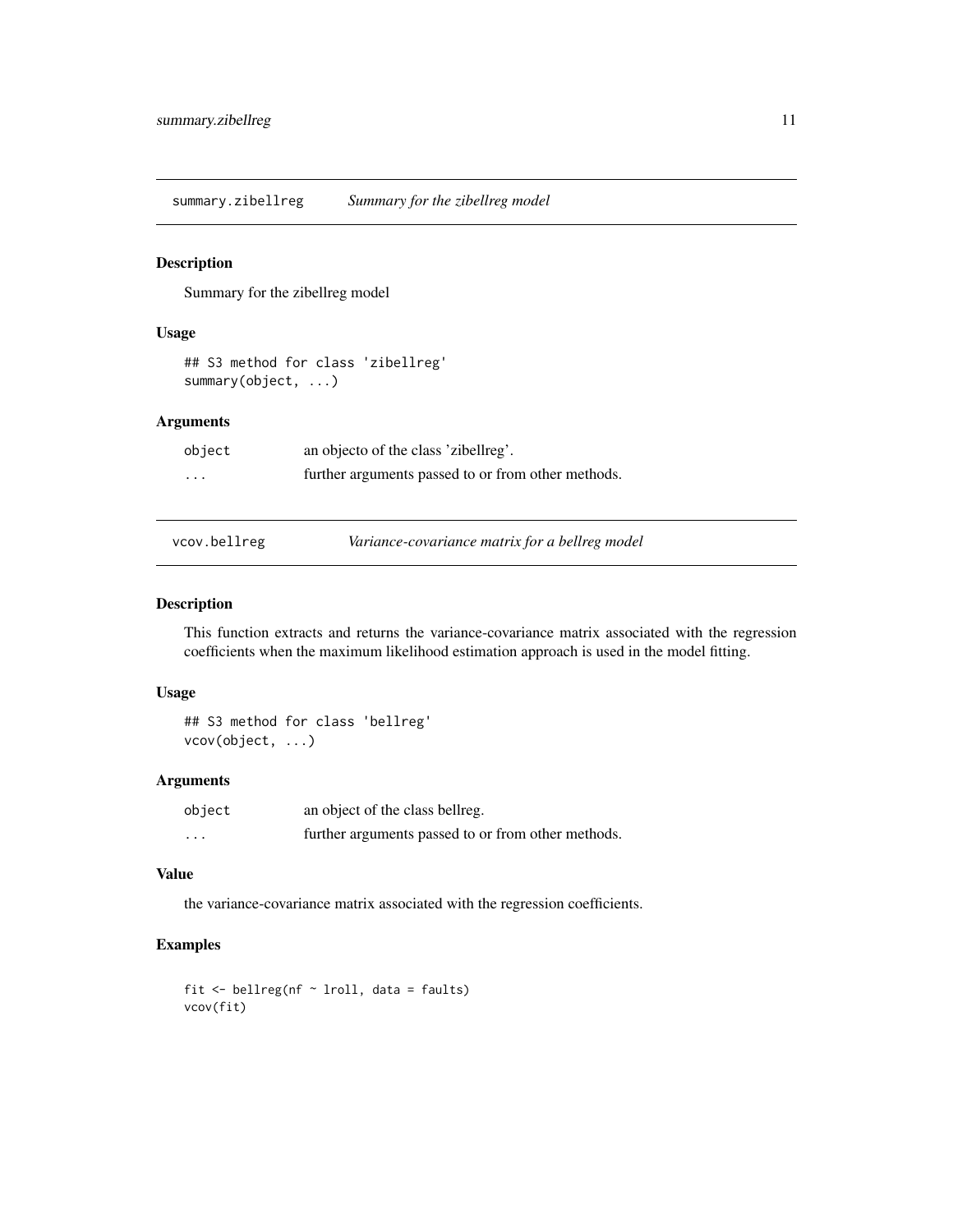## summary.zibellreg *Summary for the zibellreg model*

### Description

Summary for the zibellreg model

### Usage

```
## S3 method for class 'zibellreg'
summary(object, ...)
```

### Arguments

| | |
|---|---|
| object | an objecto of the class 'zibellreg'. |
| ... | further arguments passed to or from other methods. |

## vcov.bellreg *Variance-covariance matrix for a bellreg model*

### Description

This function extracts and returns the variance-covariance matrix associated with the regression coefficients when the maximum likelihood estimation approach is used in the model fitting.

### Usage

```
## S3 method for class 'bellreg'
vcov(object, ...)
```

### Arguments

| | |
|---|---|
| object | an object of the class bellreg. |
| ... | further arguments passed to or from other methods. |

### Value

the variance-covariance matrix associated with the regression coefficients.

### Examples

```
fit <- bellreg(nf ~ lroll, data = faults)
vcov(fit)
```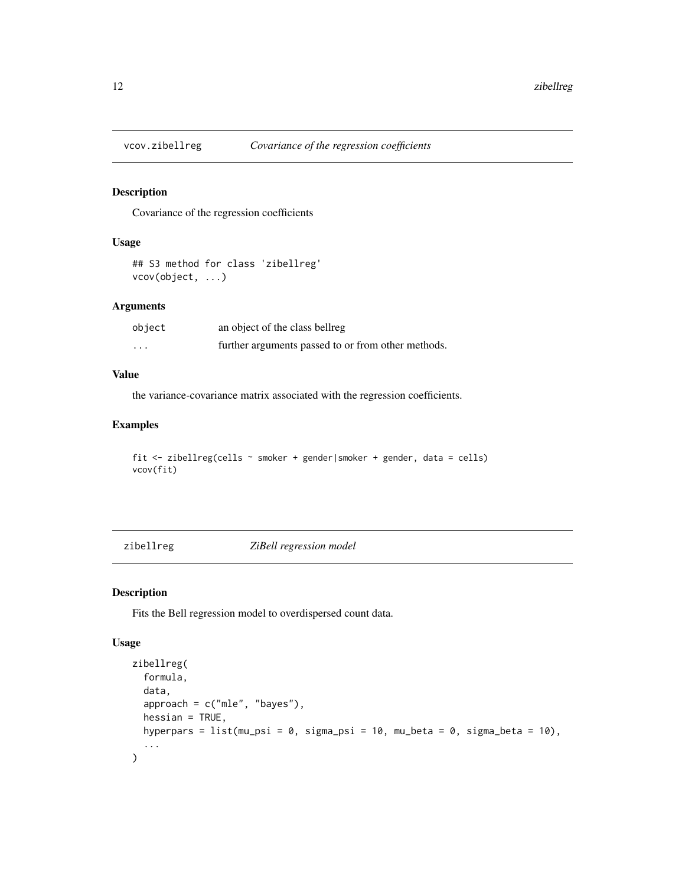## vcov.zibellreg *Covariance of the regression coefficients*

### Description

Covariance of the regression coefficients

### Usage

```
## S3 method for class 'zibellreg'
vcov(object, ...)
```

### Arguments

| | |
|---|---|
| object | an object of the class bellreg |
| ... | further arguments passed to or from other methods. |

### Value

the variance-covariance matrix associated with the regression coefficients.

### Examples

```
fit <- zibellreg(cells ~ smoker + gender|smoker + gender, data = cells)
vcov(fit)
```

## zibellreg *ZiBell regression model*

### Description

Fits the Bell regression model to overdispersed count data.

### Usage

```
zibellreg(
  formula,
  data,
  approach = c("mle", "bayes"),
  hessian = TRUE,
  hyperpars = list(mu_psi = 0, sigma_psi = 10, mu_beta = 0, sigma_beta = 10),
  ...
)
```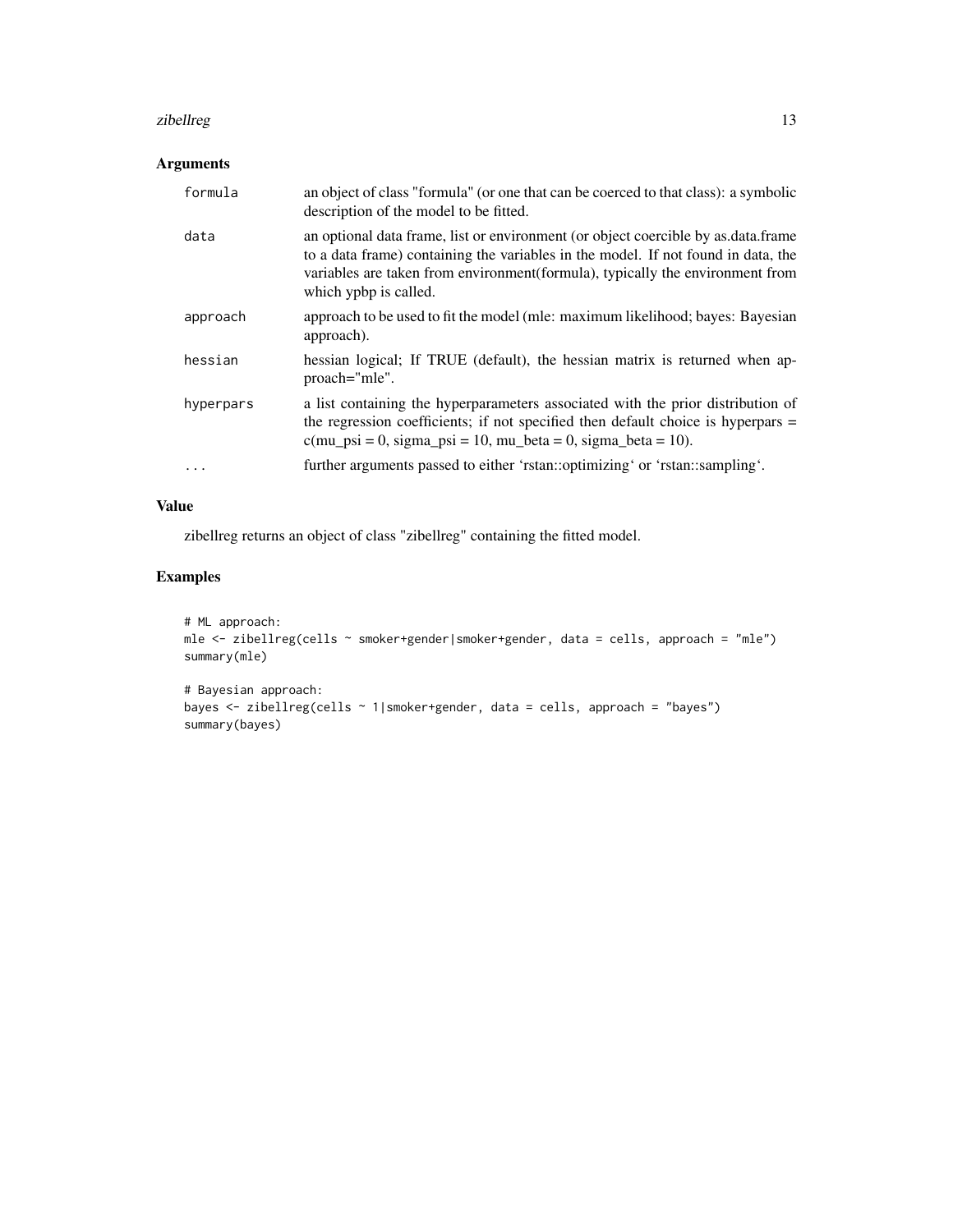## Arguments

| | |
|---|---|
| formula | an object of class "formula" (or one that can be coerced to that class): a symbolic description of the model to be fitted. |
| data | an optional data frame, list or environment (or object coercible by as.data.frame to a data frame) containing the variables in the model. If not found in data, the variables are taken from environment(formula), typically the environment from which ypbp is called. |
| approach | approach to be used to fit the model (mle: maximum likelihood; bayes: Bayesian approach). |
| hessian | hessian logical; If TRUE (default), the hessian matrix is returned when approach="mle". |
| hyperpars | a list containing the hyperparameters associated with the prior distribution of the regression coefficients; if not specified then default choice is hyperpars = c(mu_psi = 0, sigma_psi = 10, mu_beta = 0, sigma_beta = 10). |
| ... | further arguments passed to either 'rstan::optimizing' or 'rstan::sampling'. |

## Value

zibellreg returns an object of class "zibellreg" containing the fitted model.

## Examples

```
# ML approach:
mle <- zibellreg(cells ~ smoker+gender|smoker+gender, data = cells, approach = "mle")
summary(mle)

# Bayesian approach:
bayes <- zibellreg(cells ~ 1|smoker+gender, data = cells, approach = "bayes")
summary(bayes)
```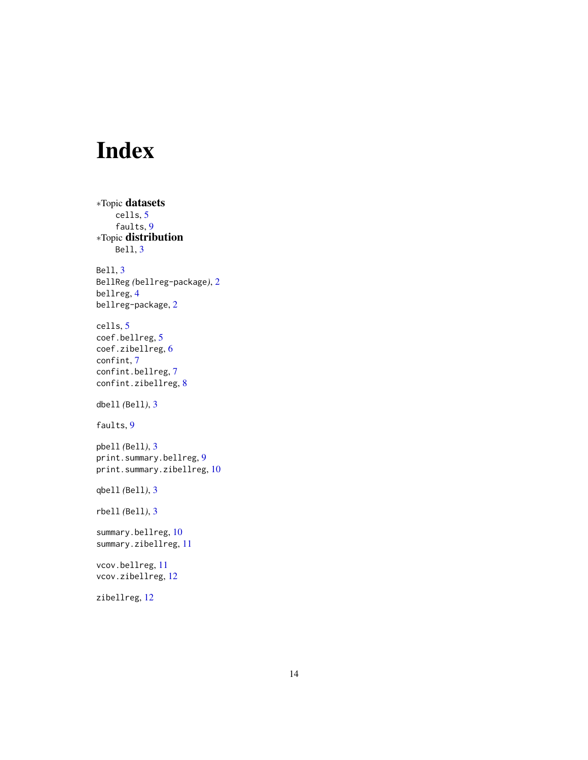# Index

*Topic **datasets**
- cells, 5
- faults, 9

*Topic **distribution**
- Bell, 3

Bell, 3
BellReg (bellreg-package), 2
bellreg, 4
bellreg-package, 2

cells, 5
coef.bellreg, 5
coef.zibellreg, 6
confint, 7
confint.bellreg, 7
confint.zibellreg, 8

dbell (Bell), 3

faults, 9

pbell (Bell), 3
print.summary.bellreg, 9
print.summary.zibellreg, 10

qbell (Bell), 3

rbell (Bell), 3

summary.bellreg, 10
summary.zibellreg, 11

vcov.bellreg, 11
vcov.zibellreg, 12

zibellreg, 12